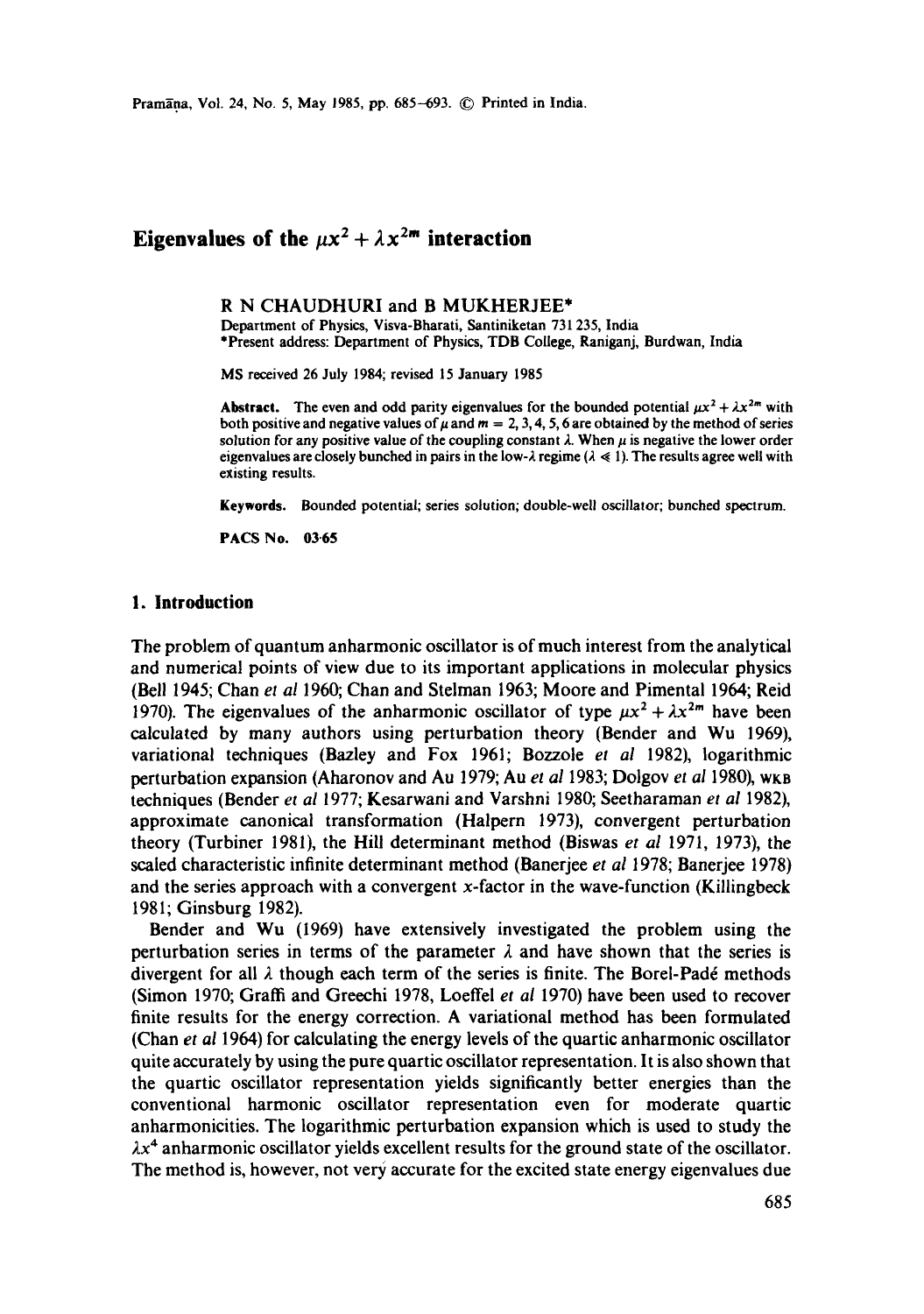# Eigenvalues of the $\mu x^2 + \lambda x^{2m}$ interaction

R N CHAUDHURI and B MUKHERJEE*

Department of Physics, Visva-Bharati, Santiniketan 731 235, India

*Present address: Department of Physics, TDB College, Raniganj, Burdwan, India

MS received 26 July 1984; revised 15 January 1985

**Abstract.** The even and odd parity eigenvalues for the bounded potential $\mu x^2 + \lambda x^{2m}$ with both positive and negative values of $\mu$ and $m = 2, 3, 4, 5, 6$ are obtained by the method of series solution for any positive value of the coupling constant $\lambda$. When $\mu$ is negative the lower order eigenvalues are closely bunched in pairs in the low-$\lambda$ regime ($\lambda \ll 1$). The results agree well with existing results.

**Keywords.** Bounded potential; series solution; double-well oscillator; bunched spectrum.

**PACS No.** 03·65

## 1. Introduction

The problem of quantum anharmonic oscillator is of much interest from the analytical and numerical points of view due to its important applications in molecular physics (Bell 1945; Chan *et al* 1960; Chan and Stelman 1963; Moore and Pimental 1964; Reid 1970). The eigenvalues of the anharmonic oscillator of type $\mu x^2 + \lambda x^{2m}$ have been calculated by many authors using perturbation theory (Bender and Wu 1969), variational techniques (Bazley and Fox 1961; Bozzole *et al* 1982), logarithmic perturbation expansion (Aharonov and Au 1979; Au *et al* 1983; Dolgov *et al* 1980), WKB techniques (Bender *et al* 1977; Kesarwani and Varshni 1980; Seetharaman *et al* 1982), approximate canonical transformation (Halpern 1973), convergent perturbation theory (Turbiner 1981), the Hill determinant method (Biswas *et al* 1971, 1973), the scaled characteristic infinite determinant method (Banerjee *et al* 1978; Banerjee 1978) and the series approach with a convergent $x$-factor in the wave-function (Killingbeck 1981; Ginsburg 1982).

Bender and Wu (1969) have extensively investigated the problem using the perturbation series in terms of the parameter $\lambda$ and have shown that the series is divergent for all $\lambda$ though each term of the series is finite. The Borel-Padé methods (Simon 1970; Graffi and Greechi 1978, Loeffel *et al* 1970) have been used to recover finite results for the energy correction. A variational method has been formulated (Chan *et al* 1964) for calculating the energy levels of the quartic anharmonic oscillator quite accurately by using the pure quartic oscillator representation. It is also shown that the quartic oscillator representation yields significantly better energies than the conventional harmonic oscillator representation even for moderate quartic anharmonicities. The logarithmic perturbation expansion which is used to study the $\lambda x^4$ anharmonic oscillator yields excellent results for the ground state of the oscillator. The method is, however, not very accurate for the excited state energy eigenvalues due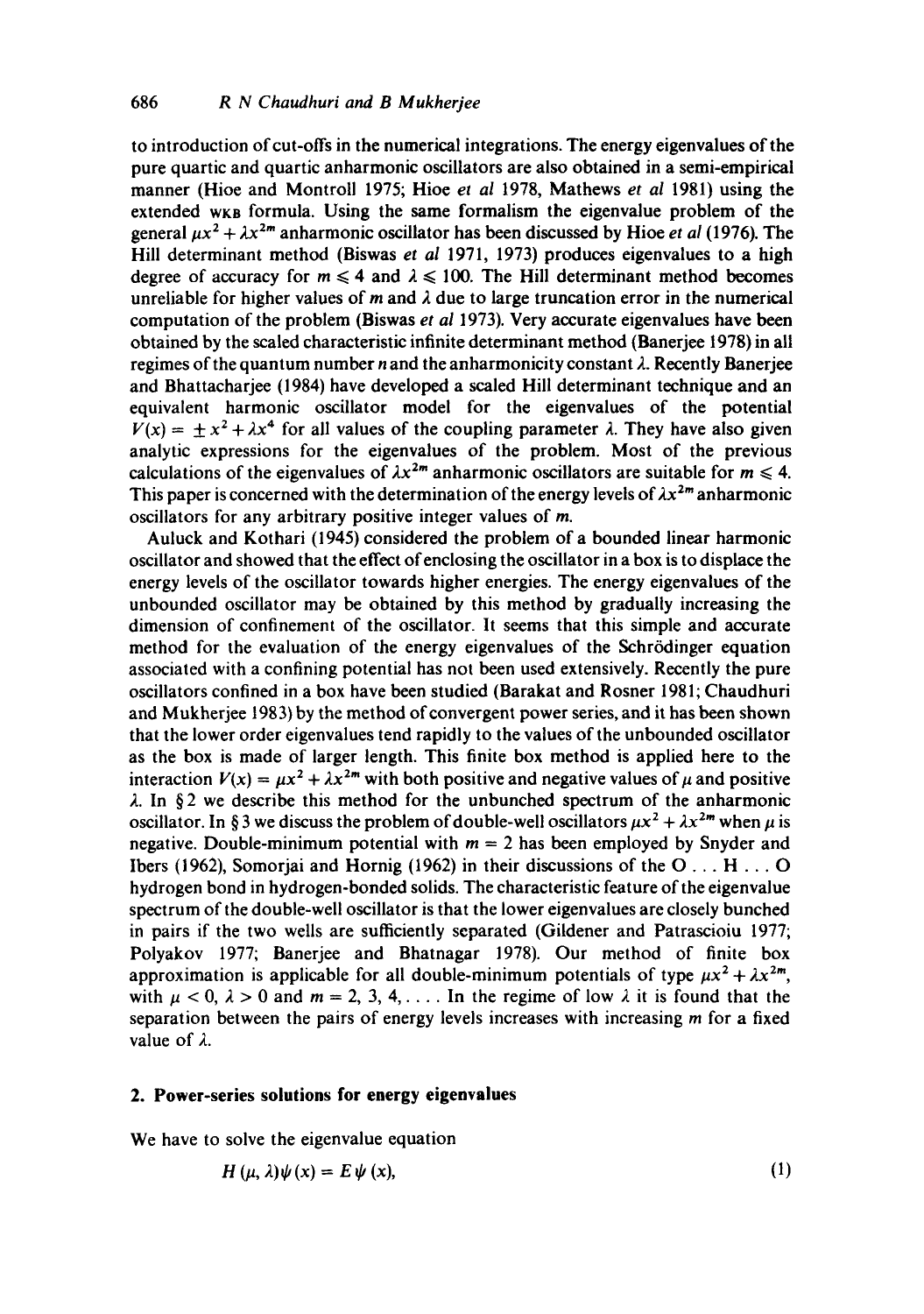to introduction of cut-offs in the numerical integrations. The energy eigenvalues of the pure quartic and quartic anharmonic oscillators are also obtained in a semi-empirical manner (Hioe and Montroll 1975; Hioe *et al* 1978, Mathews *et al* 1981) using the extended WKB formula. Using the same formalism the eigenvalue problem of the general $\mu x^2 + \lambda x^{2m}$ anharmonic oscillator has been discussed by Hioe *et al* (1976). The Hill determinant method (Biswas *et al* 1971, 1973) produces eigenvalues to a high degree of accuracy for $m \leqslant 4$ and $\lambda \leqslant 100$. The Hill determinant method becomes unreliable for higher values of $m$ and $\lambda$ due to large truncation error in the numerical computation of the problem (Biswas *et al* 1973). Very accurate eigenvalues have been obtained by the scaled characteristic infinite determinant method (Banerjee 1978) in all regimes of the quantum number $n$ and the anharmonicity constant $\lambda$. Recently Banerjee and Bhattacharjee (1984) have developed a scaled Hill determinant technique and an equivalent harmonic oscillator model for the eigenvalues of the potential $V(x) = \pm x^2 + \lambda x^4$ for all values of the coupling parameter $\lambda$. They have also given analytic expressions for the eigenvalues of the problem. Most of the previous calculations of the eigenvalues of $\lambda x^{2m}$ anharmonic oscillators are suitable for $m \leqslant 4$. This paper is concerned with the determination of the energy levels of $\lambda x^{2m}$ anharmonic oscillators for any arbitrary positive integer values of $m$.

Auluck and Kothari (1945) considered the problem of a bounded linear harmonic oscillator and showed that the effect of enclosing the oscillator in a box is to displace the energy levels of the oscillator towards higher energies. The energy eigenvalues of the unbounded oscillator may be obtained by this method by gradually increasing the dimension of confinement of the oscillator. It seems that this simple and accurate method for the evaluation of the energy eigenvalues of the Schrödinger equation associated with a confining potential has not been used extensively. Recently the pure oscillators confined in a box have been studied (Barakat and Rosner 1981; Chaudhuri and Mukherjee 1983) by the method of convergent power series, and it has been shown that the lower order eigenvalues tend rapidly to the values of the unbounded oscillator as the box is made of larger length. This finite box method is applied here to the interaction $V(x) = \mu x^2 + \lambda x^{2m}$ with both positive and negative values of $\mu$ and positive $\lambda$. In §2 we describe this method for the unbunched spectrum of the anharmonic oscillator. In §3 we discuss the problem of double-well oscillators $\mu x^2 + \lambda x^{2m}$ when $\mu$ is negative. Double-minimum potential with $m = 2$ has been employed by Snyder and Ibers (1962), Somorjai and Hornig (1962) in their discussions of the O ... H ... O hydrogen bond in hydrogen-bonded solids. The characteristic feature of the eigenvalue spectrum of the double-well oscillator is that the lower eigenvalues are closely bunched in pairs if the two wells are sufficiently separated (Gildener and Patrascioiu 1977; Polyakov 1977; Banerjee and Bhatnagar 1978). Our method of finite box approximation is applicable for all double-minimum potentials of type $\mu x^2 + \lambda x^{2m}$, with $\mu < 0$, $\lambda > 0$ and $m = 2, 3, 4, \ldots$. In the regime of low $\lambda$ it is found that the separation between the pairs of energy levels increases with increasing $m$ for a fixed value of $\lambda$.

## 2. Power-series solutions for energy eigenvalues

We have to solve the eigenvalue equation

$$H(\mu, \lambda)\psi(x) = E\psi(x), \tag{1}$$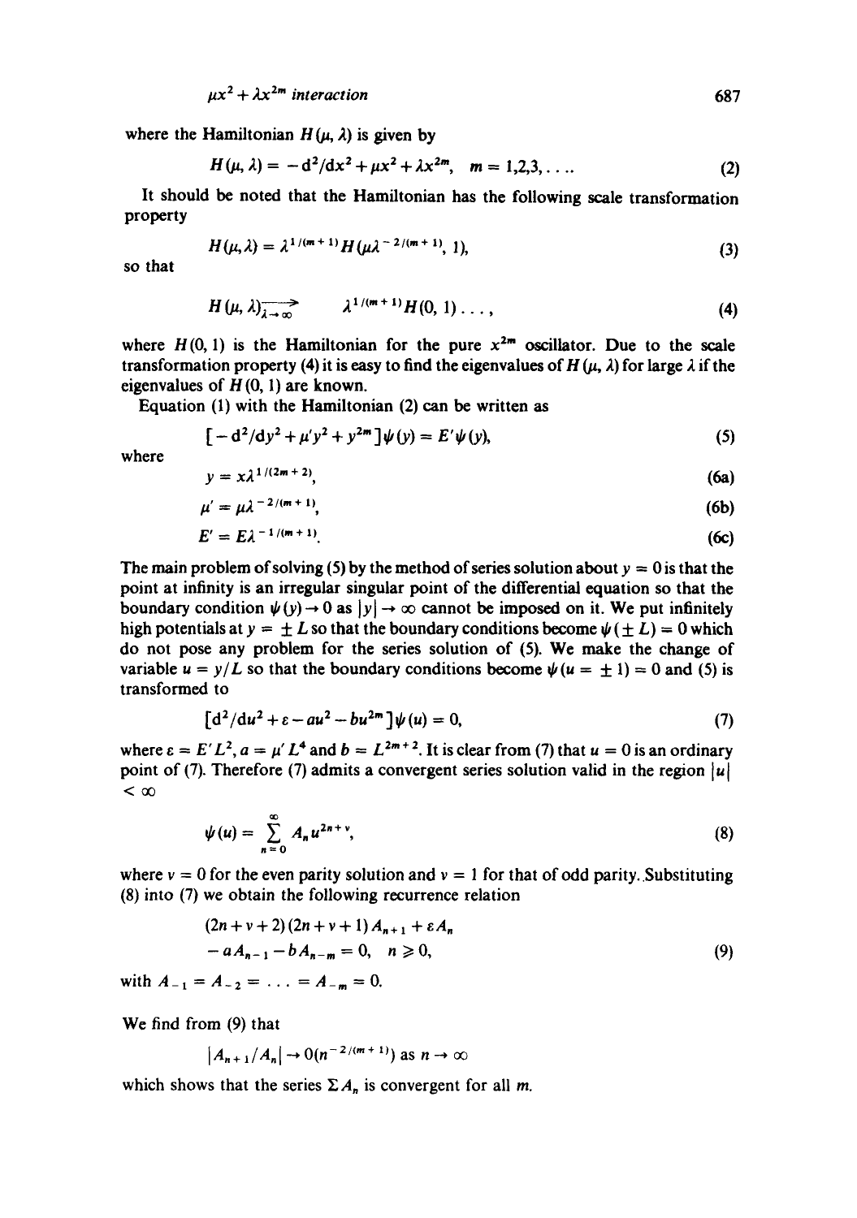where the Hamiltonian $H(\mu, \lambda)$ is given by

$$H(\mu, \lambda) = -\mathrm{d}^2/\mathrm{d}x^2 + \mu x^2 + \lambda x^{2m}, \quad m = 1,2,3,\ldots. \tag{2}$$

It should be noted that the Hamiltonian has the following scale transformation property

$$H(\mu, \lambda) = \lambda^{1/(m+1)} H(\mu \lambda^{-2/(m+1)}, 1), \tag{3}$$

so that

$$H(\mu, \lambda) \xrightarrow[\lambda \to \infty]{} \lambda^{1/(m+1)} H(0, 1) \ldots, \tag{4}$$

where $H(0, 1)$ is the Hamiltonian for the pure $x^{2m}$ oscillator. Due to the scale transformation property (4) it is easy to find the eigenvalues of $H(\mu, \lambda)$ for large $\lambda$ if the eigenvalues of $H(0, 1)$ are known.

Equation (1) with the Hamiltonian (2) can be written as

$$[-\mathrm{d}^2/\mathrm{d}y^2 + \mu' y^2 + y^{2m}]\psi(y) = E'\psi(y), \tag{5}$$

where

$$y = x\lambda^{1/(2m+2)}, \tag{6a}$$

$$\mu' = \mu\lambda^{-2/(m+1)}, \tag{6b}$$

$$E' = E\lambda^{-1/(m+1)}. \tag{6c}$$

The main problem of solving (5) by the method of series solution about $y = 0$ is that the point at infinity is an irregular singular point of the differential equation so that the boundary condition $\psi(y) \to 0$ as $|y| \to \infty$ cannot be imposed on it. We put infinitely high potentials at $y = \pm L$ so that the boundary conditions become $\psi(\pm L) = 0$ which do not pose any problem for the series solution of (5). We make the change of variable $u = y/L$ so that the boundary conditions become $\psi(u = \pm 1) = 0$ and (5) is transformed to

$$[\mathrm{d}^2/\mathrm{d}u^2 + \varepsilon - au^2 - bu^{2m}]\psi(u) = 0, \tag{7}$$

where $\varepsilon = E'L^2$, $a = \mu' L^4$ and $b = L^{2m+2}$. It is clear from (7) that $u = 0$ is an ordinary point of (7). Therefore (7) admits a convergent series solution valid in the region $|u| < \infty$

$$\psi(u) = \sum_{n=0}^{\infty} A_n u^{2n+\nu}, \tag{8}$$

where $\nu = 0$ for the even parity solution and $\nu = 1$ for that of odd parity. Substituting (8) into (7) we obtain the following recurrence relation

$$\begin{aligned} &(2n+\nu+2)(2n+\nu+1)A_{n+1} + \varepsilon A_n \\ &- aA_{n-1} - bA_{n-m} = 0, \quad n \geqslant 0, \end{aligned} \tag{9}$$

with $A_{-1} = A_{-2} = \ldots = A_{-m} = 0$.

We find from (9) that

$$|A_{n+1}/A_n| \to 0(n^{-2/(m+1)}) \text{ as } n \to \infty$$

which shows that the series $\Sigma A_n$ is convergent for all $m$.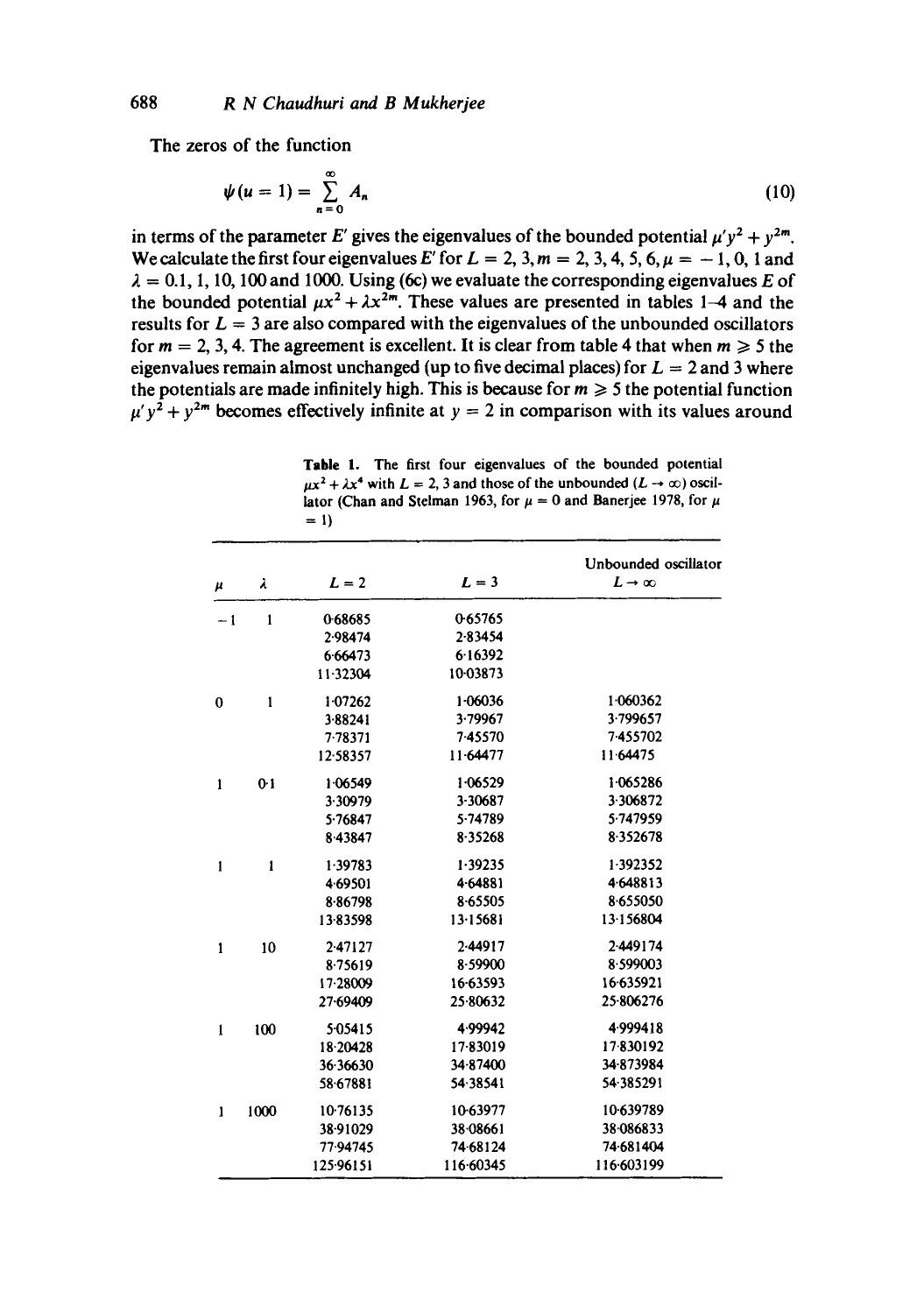The zeros of the function

$$\psi(u = 1) = \sum_{n=0}^{\infty} A_n \tag{10}$$

in terms of the parameter $E'$ gives the eigenvalues of the bounded potential $\mu' y^2 + y^{2m}$. We calculate the first four eigenvalues $E'$ for $L = 2, 3, m = 2, 3, 4, 5, 6, \mu = -1, 0, 1$ and $\lambda = 0.1, 1, 10, 100$ and $1000$. Using (6c) we evaluate the corresponding eigenvalues $E$ of the bounded potential $\mu x^2 + \lambda x^{2m}$. These values are presented in tables 1–4 and the results for $L = 3$ are also compared with the eigenvalues of the unbounded oscillators for $m = 2, 3, 4$. The agreement is excellent. It is clear from table 4 that when $m \geqslant 5$ the eigenvalues remain almost unchanged (up to five decimal places) for $L = 2$ and $3$ where the potentials are made infinitely high. This is because for $m \geqslant 5$ the potential function $\mu' y^2 + y^{2m}$ becomes effectively infinite at $y = 2$ in comparison with its values around

**Table 1.** The first four eigenvalues of the bounded potential $\mu x^2 + \lambda x^4$ with $L = 2, 3$ and those of the unbounded ($L \to \infty$) oscillator (Chan and Stelman 1963, for $\mu = 0$ and Banerjee 1978, for $\mu = 1$)

| $\mu$ | $\lambda$ | $L = 2$ | $L = 3$ | Unbounded oscillator $L \to \infty$ |
|---|---|---|---|---|
| −1 | 1 | 0·68685 | 0·65765 | |
| | | 2·98474 | 2·83454 | |
| | | 6·66473 | 6·16392 | |
| | | 11·32304 | 10·03873 | |
| 0 | 1 | 1·07262 | 1·06036 | 1·060362 |
| | | 3·88241 | 3·79967 | 3·799657 |
| | | 7·78371 | 7·45570 | 7·455702 |
| | | 12·58357 | 11·64477 | 11·64475 |
| 1 | 0·1 | 1·06549 | 1·06529 | 1·065286 |
| | | 3·30979 | 3·30687 | 3·306872 |
| | | 5·76847 | 5·74789 | 5·747959 |
| | | 8·43847 | 8·35268 | 8·352678 |
| 1 | 1 | 1·39783 | 1·39235 | 1·392352 |
| | | 4·69501 | 4·64881 | 4·648813 |
| | | 8·86798 | 8·65505 | 8·655050 |
| | | 13·83598 | 13·15681 | 13·156804 |
| 1 | 10 | 2·47127 | 2·44917 | 2·449174 |
| | | 8·75619 | 8·59900 | 8·599003 |
| | | 17·28009 | 16·63593 | 16·635921 |
| | | 27·69409 | 25·80632 | 25·806276 |
| 1 | 100 | 5·05415 | 4·99942 | 4·999418 |
| | | 18·20428 | 17·83019 | 17·830192 |
| | | 36·36630 | 34·87400 | 34·873984 |
| | | 58·67881 | 54·38541 | 54·385291 |
| 1 | 1000 | 10·76135 | 10·63977 | 10·639789 |
| | | 38·91029 | 38·08661 | 38·086833 |
| | | 77·94745 | 74·68124 | 74·681404 |
| | | 125·96151 | 116·60345 | 116·603199 |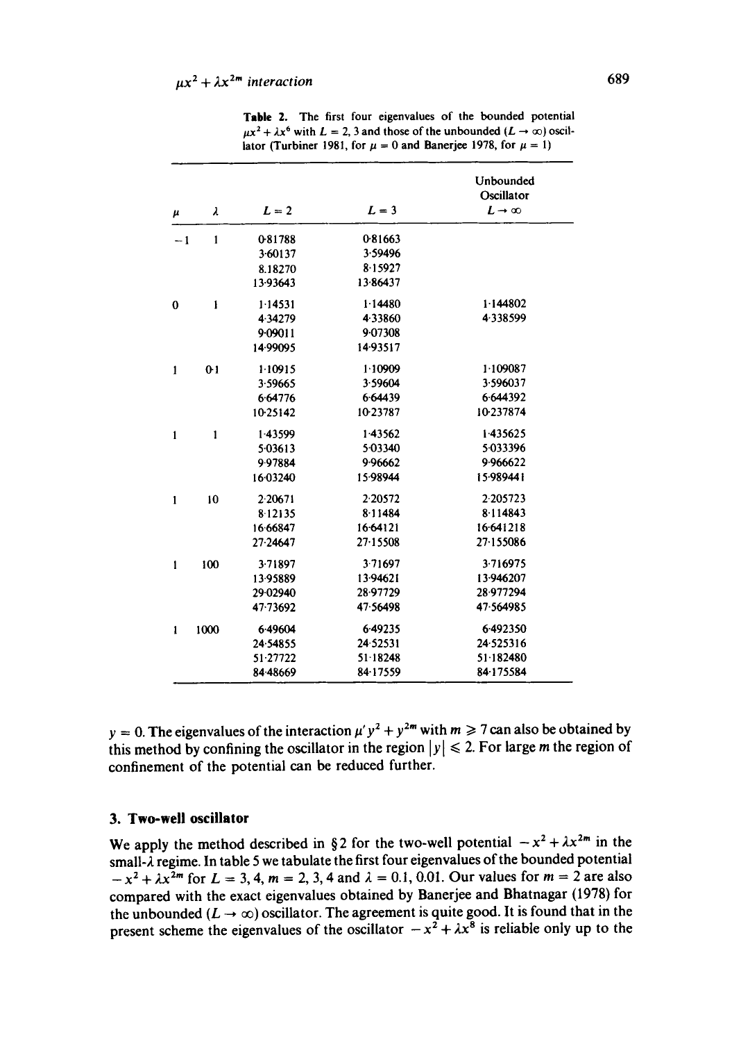**Table 2.** The first four eigenvalues of the bounded potential $\mu x^2 + \lambda x^6$ with $L = 2, 3$ and those of the unbounded ($L \to \infty$) oscillator (Turbiner 1981, for $\mu = 0$ and Banerjee 1978, for $\mu = 1$)

| $\mu$ | $\lambda$ | $L = 2$ | $L = 3$ | Unbounded Oscillator $L \to \infty$ |
|---|---|---|---|---|
| −1 | 1 | 0·81788 | 0·81663 | |
| | | 3·60137 | 3·59496 | |
| | | 8.18270 | 8·15927 | |
| | | 13·93643 | 13·86437 | |
| 0 | 1 | 1·14531 | 1·14480 | 1·144802 |
| | | 4·34279 | 4·33860 | 4·338599 |
| | | 9·09011 | 9·07308 | |
| | | 14·99095 | 14·93517 | |
| 1 | 0·1 | 1·10915 | 1·10909 | 1·109087 |
| | | 3·59665 | 3·59604 | 3·596037 |
| | | 6·64776 | 6·64439 | 6·644392 |
| | | 10·25142 | 10·23787 | 10·237874 |
| 1 | 1 | 1·43599 | 1·43562 | 1·435625 |
| | | 5·03613 | 5·03340 | 5·033396 |
| | | 9·97884 | 9·96662 | 9·966622 |
| | | 16·03240 | 15·98944 | 15·989441 |
| 1 | 10 | 2·20671 | 2·20572 | 2·205723 |
| | | 8·12135 | 8·11484 | 8·114843 |
| | | 16·66847 | 16·64121 | 16·641218 |
| | | 27·24647 | 27·15508 | 27·155086 |
| 1 | 100 | 3·71897 | 3·71697 | 3·716975 |
| | | 13·95889 | 13·94621 | 13·946207 |
| | | 29·02940 | 28·97729 | 28·977294 |
| | | 47·73692 | 47·56498 | 47·564985 |
| 1 | 1000 | 6·49604 | 6·49235 | 6·492350 |
| | | 24·54855 | 24·52531 | 24·525316 |
| | | 51·27722 | 51·18248 | 51·182480 |
| | | 84·48669 | 84·17559 | 84·175584 |

$y = 0$. The eigenvalues of the interaction $\mu' y^2 + y^{2m}$ with $m \geqslant 7$ can also be obtained by this method by confining the oscillator in the region $|y| \leqslant 2$. For large $m$ the region of confinement of the potential can be reduced further.

## 3. Two-well oscillator

We apply the method described in §2 for the two-well potential $-x^2 + \lambda x^{2m}$ in the small-$\lambda$ regime. In table 5 we tabulate the first four eigenvalues of the bounded potential $-x^2 + \lambda x^{2m}$ for $L = 3, 4$, $m = 2, 3, 4$ and $\lambda = 0.1, 0.01$. Our values for $m = 2$ are also compared with the exact eigenvalues obtained by Banerjee and Bhatnagar (1978) for the unbounded ($L \to \infty$) oscillator. The agreement is quite good. It is found that in the present scheme the eigenvalues of the oscillator $-x^2 + \lambda x^8$ is reliable only up to the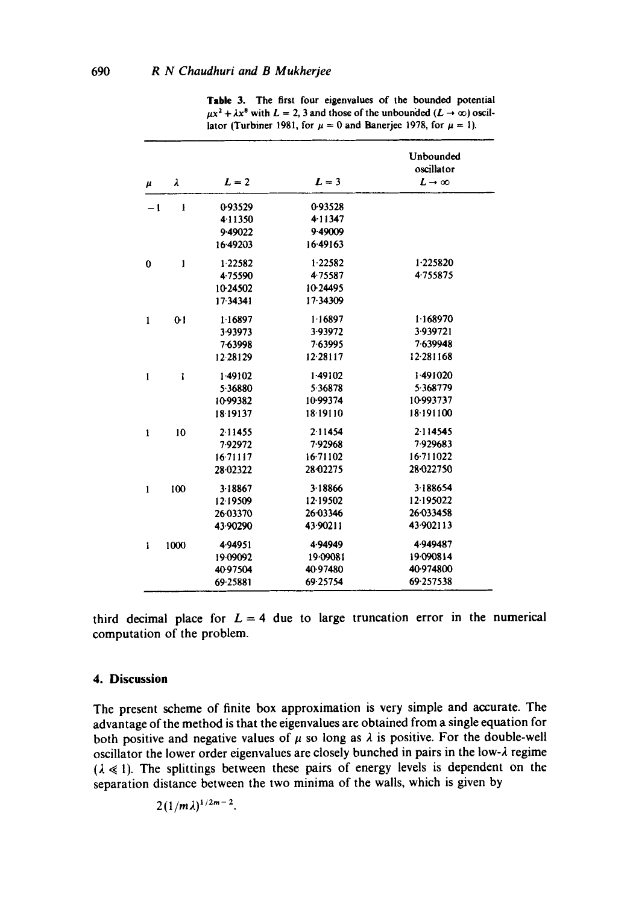**Table 3.** The first four eigenvalues of the bounded potential $\mu x^2 + \lambda x^8$ with $L = 2, 3$ and those of the unbounded ($L \to \infty$) oscillator (Turbiner 1981, for $\mu = 0$ and Banerjee 1978, for $\mu = 1$).

| $\mu$ | $\lambda$ | $L = 2$ | $L = 3$ | Unbounded oscillator $L \to \infty$ |
|---|---|---|---|---|
| −1 | 1 | 0·93529 | 0·93528 | |
| | | 4·11350 | 4·11347 | |
| | | 9·49022 | 9·49009 | |
| | | 16·49203 | 16·49163 | |
| 0 | 1 | 1·22582 | 1·22582 | 1·225820 |
| | | 4·75590 | 4·75587 | 4·755875 |
| | | 10·24502 | 10·24495 | |
| | | 17·34341 | 17·34309 | |
| 1 | 0·1 | 1·16897 | 1·16897 | 1·168970 |
| | | 3·93973 | 3·93972 | 3·939721 |
| | | 7·63998 | 7·63995 | 7·639948 |
| | | 12·28129 | 12·28117 | 12·281168 |
| 1 | 1 | 1·49102 | 1·49102 | 1·491020 |
| | | 5·36880 | 5·36878 | 5·368779 |
| | | 10·99382 | 10·99374 | 10·993737 |
| | | 18·19137 | 18·19110 | 18·191100 |
| 1 | 10 | 2·11455 | 2·11454 | 2·114545 |
| | | 7·92972 | 7·92968 | 7·929683 |
| | | 16·71117 | 16·71102 | 16·711022 |
| | | 28·02322 | 28·02275 | 28·022750 |
| 1 | 100 | 3·18867 | 3·18866 | 3·188654 |
| | | 12·19509 | 12·19502 | 12·195022 |
| | | 26·03370 | 26·03346 | 26·033458 |
| | | 43·90290 | 43·90211 | 43·902113 |
| 1 | 1000 | 4·94951 | 4·94949 | 4·949487 |
| | | 19·09092 | 19·09081 | 19·090814 |
| | | 40·97504 | 40·97480 | 40·974800 |
| | | 69·25881 | 69·25754 | 69·257538 |

third decimal place for $L = 4$ due to large truncation error in the numerical computation of the problem.

## 4. Discussion

The present scheme of finite box approximation is very simple and accurate. The advantage of the method is that the eigenvalues are obtained from a single equation for both positive and negative values of $\mu$ so long as $\lambda$ is positive. For the double-well oscillator the lower order eigenvalues are closely bunched in pairs in the low-$\lambda$ regime ($\lambda \ll 1$). The splittings between these pairs of energy levels is dependent on the separation distance between the two minima of the walls, which is given by

$$2(1/m\lambda)^{1/2m-2}.$$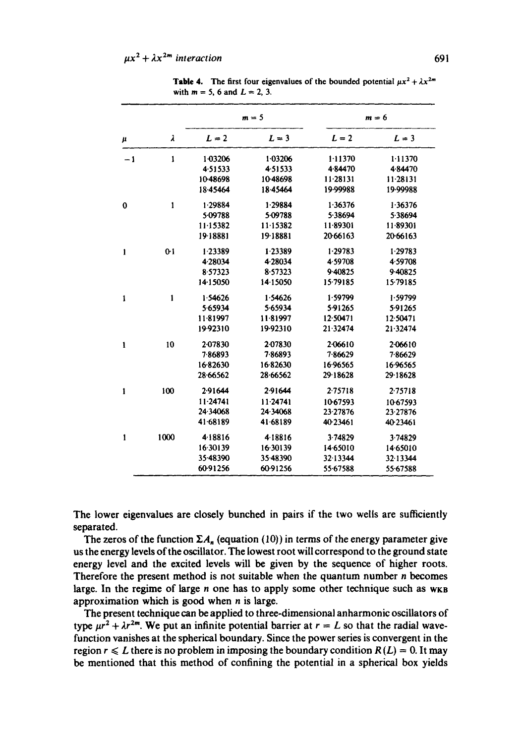**Table 4.** The first four eigenvalues of the bounded potential $\mu x^2 + \lambda x^{2m}$ with $m = 5, 6$ and $L = 2, 3$.

| $\mu$ | $\lambda$ | $m = 5$ | | $m = 6$ | |
|---|---|---|---|---|---|
| | | $L = 2$ | $L = 3$ | $L = 2$ | $L = 3$ |
| −1 | 1 | 1·03206 | 1·03206 | 1·11370 | 1·11370 |
| | | 4·51533 | 4·51533 | 4·84470 | 4·84470 |
| | | 10·48698 | 10·48698 | 11·28131 | 11·28131 |
| | | 18·45464 | 18·45464 | 19·99988 | 19·99988 |
| 0 | 1 | 1·29884 | 1·29884 | 1·36376 | 1·36376 |
| | | 5·09788 | 5·09788 | 5·38694 | 5·38694 |
| | | 11·15382 | 11·15382 | 11·89301 | 11·89301 |
| | | 19·18881 | 19·18881 | 20·66163 | 20·66163 |
| 1 | 0·1 | 1·23389 | 1·23389 | 1·29783 | 1·29783 |
| | | 4·28034 | 4·28034 | 4·59708 | 4·59708 |
| | | 8·57323 | 8·57323 | 9·40825 | 9·40825 |
| | | 14·15050 | 14·15050 | 15·79185 | 15·79185 |
| 1 | 1 | 1·54626 | 1·54626 | 1·59799 | 1·59799 |
| | | 5·65934 | 5·65934 | 5·91265 | 5·91265 |
| | | 11·81997 | 11·81997 | 12·50471 | 12·50471 |
| | | 19·92310 | 19·92310 | 21·32474 | 21·32474 |
| 1 | 10 | 2·07830 | 2·07830 | 2·06610 | 2·06610 |
| | | 7·86893 | 7·86893 | 7·86629 | 7·86629 |
| | | 16·82630 | 16·82630 | 16·96565 | 16·96565 |
| | | 28·66562 | 28·66562 | 29·18628 | 29·18628 |
| 1 | 100 | 2·91644 | 2·91644 | 2·75718 | 2·75718 |
| | | 11·24741 | 11·24741 | 10·67593 | 10·67593 |
| | | 24·34068 | 24·34068 | 23·27876 | 23·27876 |
| | | 41·68189 | 41·68189 | 40·23461 | 40·23461 |
| 1 | 1000 | 4·18816 | 4·18816 | 3·74829 | 3·74829 |
| | | 16·30139 | 16·30139 | 14·65010 | 14·65010 |
| | | 35·48390 | 35·48390 | 32·13344 | 32·13344 |
| | | 60·91256 | 60·91256 | 55·67588 | 55·67588 |

The lower eigenvalues are closely bunched in pairs if the two wells are sufficiently separated.

The zeros of the function $\Sigma A_n$ (equation (10)) in terms of the energy parameter give us the energy levels of the oscillator. The lowest root will correspond to the ground state energy level and the excited levels will be given by the sequence of higher roots. Therefore the present method is not suitable when the quantum number $n$ becomes large. In the regime of large $n$ one has to apply some other technique such as WKB approximation which is good when $n$ is large.

The present technique can be applied to three-dimensional anharmonic oscillators of type $\mu r^2 + \lambda r^{2m}$. We put an infinite potential barrier at $r = L$ so that the radial wavefunction vanishes at the spherical boundary. Since the power series is convergent in the region $r \leqslant L$ there is no problem in imposing the boundary condition $R(L) = 0$. It may be mentioned that this method of confining the potential in a spherical box yields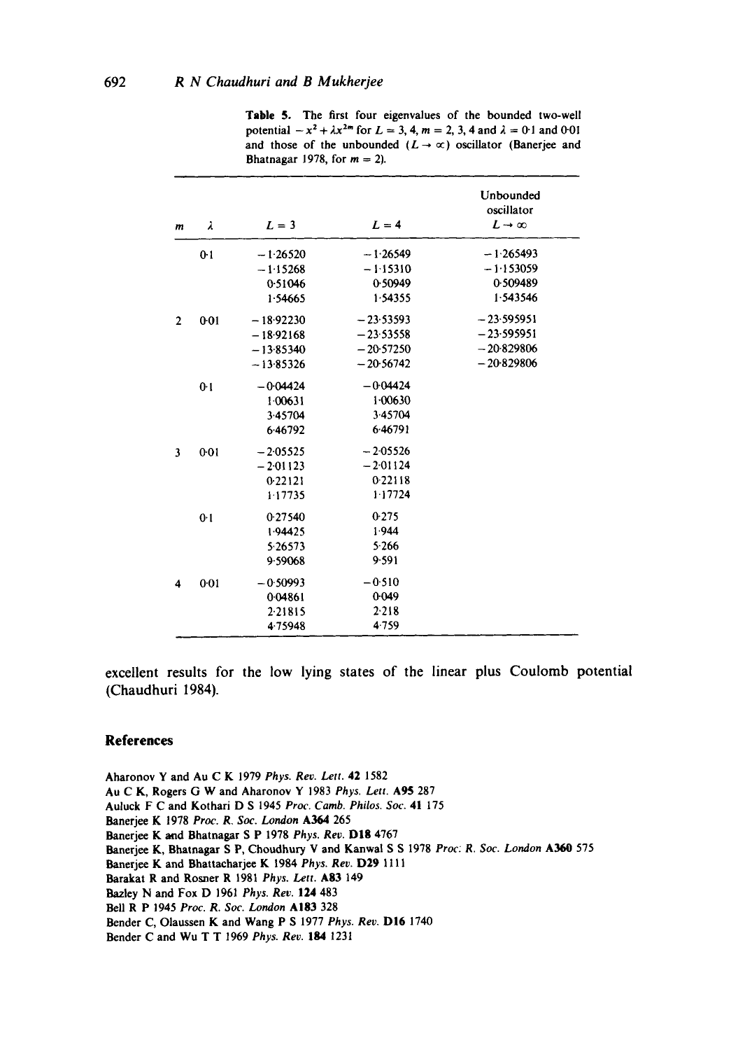**Table 5.** The first four eigenvalues of the bounded two-well potential $-x^2 + \lambda x^{2m}$ for $L = 3, 4$, $m = 2, 3, 4$ and $\lambda = 0{\cdot}1$ and $0{\cdot}01$ and those of the unbounded ($L \to \infty$) oscillator (Banerjee and Bhatnagar 1978, for $m = 2$).

| $m$ | $\lambda$ | $L = 3$ | $L = 4$ | Unbounded oscillator $L \to \infty$ |
|---|---|---|---|---|
| | 0·1 | −1·26520 | −1·26549 | −1·265493 |
| | | −1·15268 | −1·15310 | −1·153059 |
| | | 0·51046 | 0·50949 | 0·509489 |
| | | 1·54665 | 1·54355 | 1·543546 |
| 2 | 0·01 | −18·92230 | −23·53593 | −23·595951 |
| | | −18·92168 | −23·53558 | −23·595951 |
| | | −13·85340 | −20·57250 | −20·829806 |
| | | −13·85326 | −20·56742 | −20·829806 |
| | 0·1 | −0·04424 | −0·04424 | |
| | | 1·00631 | 1·00630 | |
| | | 3·45704 | 3·45704 | |
| | | 6·46792 | 6·46791 | |
| 3 | 0·01 | −2·05525 | −2·05526 | |
| | | −2·01123 | −2·01124 | |
| | | 0·22121 | 0·22118 | |
| | | 1·17735 | 1·17724 | |
| | 0·1 | 0·27540 | 0·275 | |
| | | 1·94425 | 1·944 | |
| | | 5·26573 | 5·266 | |
| | | 9·59068 | 9·591 | |
| 4 | 0·01 | −0·50993 | −0·510 | |
| | | 0·04861 | 0·049 | |
| | | 2·21815 | 2·218 | |
| | | 4·75948 | 4·759 | |

excellent results for the low lying states of the linear plus Coulomb potential (Chaudhuri 1984).

## References

Aharonov Y and Au C K 1979 *Phys. Rev. Lett.* **42** 1582
Au C K, Rogers G W and Aharonov Y 1983 *Phys. Lett.* **A95** 287
Auluck F C and Kothari D S 1945 *Proc. Camb. Philos. Soc.* **41** 175
Banerjee K 1978 *Proc. R. Soc. London* **A364** 265
Banerjee K and Bhatnagar S P 1978 *Phys. Rev.* **D18** 4767
Banerjee K, Bhatnagar S P, Choudhury V and Kanwal S S 1978 *Proc. R. Soc. London* **A360** 575
Banerjee K and Bhattacharjee K 1984 *Phys. Rev.* **D29** 1111
Barakat R and Rosner R 1981 *Phys. Lett.* **A83** 149
Bazley N and Fox D 1961 *Phys. Rev.* **124** 483
Bell R P 1945 *Proc. R. Soc. London* **A183** 328
Bender C, Olaussen K and Wang P S 1977 *Phys. Rev.* **D16** 1740
Bender C and Wu T T 1969 *Phys. Rev.* **184** 1231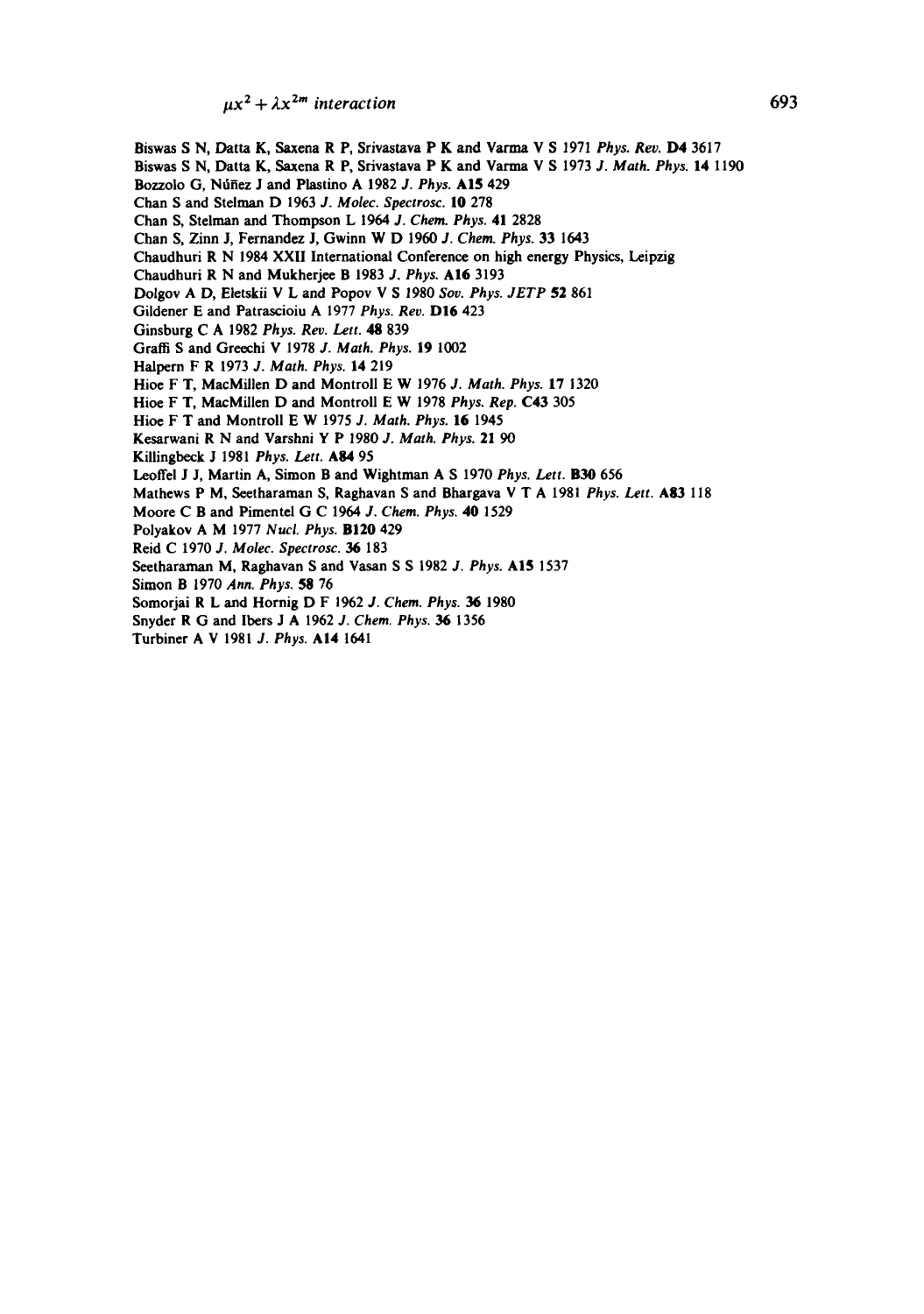Biswas S N, Datta K, Saxena R P, Srivastava P K and Varma V S 1971 *Phys. Rev.* **D4** 3617
Biswas S N, Datta K, Saxena R P, Srivastava P K and Varma V S 1973 *J. Math. Phys.* **14** 1190
Bozzolo G, Núñez J and Plastino A 1982 *J. Phys.* **A15** 429
Chan S and Stelman D 1963 *J. Molec. Spectrosc.* **10** 278
Chan S, Stelman and Thompson L 1964 *J. Chem. Phys.* **41** 2828
Chan S, Zinn J, Fernandez J, Gwinn W D 1960 *J. Chem. Phys.* **33** 1643
Chaudhuri R N 1984 XXII International Conference on high energy Physics, Leipzig
Chaudhuri R N and Mukherjee B 1983 *J. Phys.* **A16** 3193
Dolgov A D, Eletskii V L and Popov V S 1980 *Sov. Phys. JETP* **52** 861
Gildener E and Patrascioiu A 1977 *Phys. Rev.* **D16** 423
Ginsburg C A 1982 *Phys. Rev. Lett.* **48** 839
Graffi S and Greechi V 1978 *J. Math. Phys.* **19** 1002
Halpern F R 1973 *J. Math. Phys.* **14** 219
Hioe F T, MacMillen D and Montroll E W 1976 *J. Math. Phys.* **17** 1320
Hioe F T, MacMillen D and Montroll E W 1978 *Phys. Rep.* **C43** 305
Hioe F T and Montroll E W 1975 *J. Math. Phys.* **16** 1945
Kesarwani R N and Varshni Y P 1980 *J. Math. Phys.* **21** 90
Killingbeck J 1981 *Phys. Lett.* **A84** 95
Leoffel J J, Martin A, Simon B and Wightman A S 1970 *Phys. Lett.* **B30** 656
Mathews P M, Seetharaman S, Raghavan S and Bhargava V T A 1981 *Phys. Lett.* **A83** 118
Moore C B and Pimentel G C 1964 *J. Chem. Phys.* **40** 1529
Polyakov A M 1977 *Nucl. Phys.* **B120** 429
Reid C 1970 *J. Molec. Spectrosc.* **36** 183
Seetharaman M, Raghavan S and Vasan S S 1982 *J. Phys.* **A15** 1537
Simon B 1970 *Ann. Phys.* **58** 76
Somorjai R L and Hornig D F 1962 *J. Chem. Phys.* **36** 1980
Snyder R G and Ibers J A 1962 *J. Chem. Phys.* **36** 1356
Turbiner A V 1981 *J. Phys.* **A14** 1641